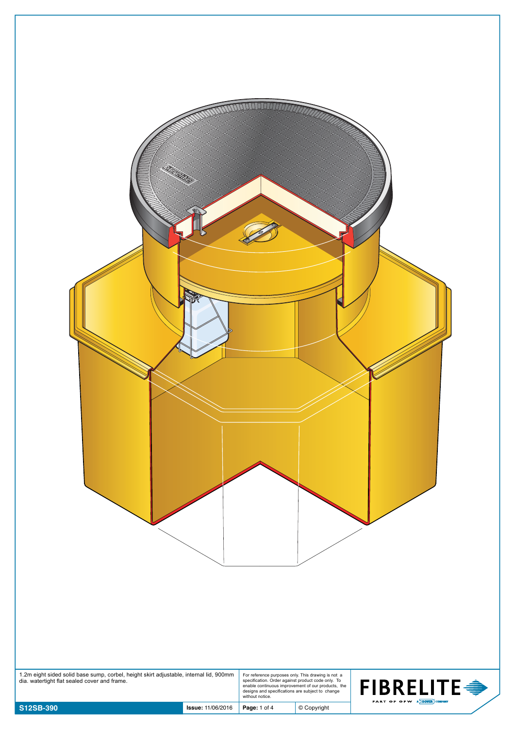1.2m eight sided solid base sump, corbel, height skirt adjustable, internal lid, 900mm dia. watertight flat sealed cover and frame.

For reference purposes only. This drawing is not a specification. Order against product code only. To enable continuous improvement of our products, the designs and specifications are subject to change without notice.

**S12SB-390**

**Issue:** 11/06/2016

© Copyright

FIBRELITE
PART OF OPW A DOVER COMPANY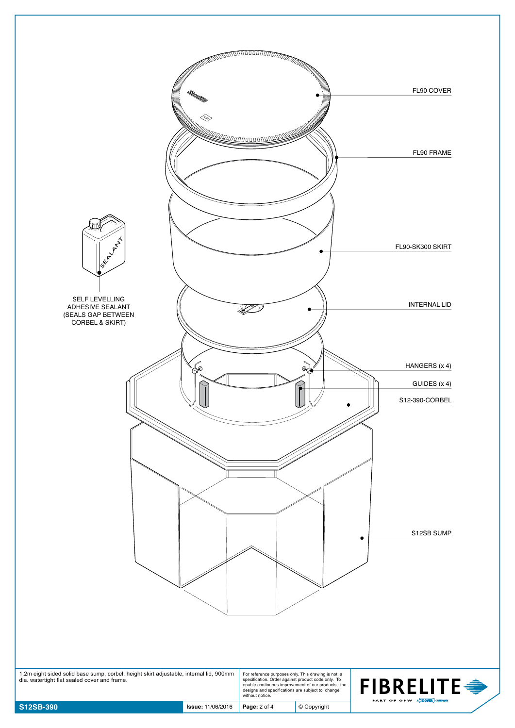FL90 COVER

FL90 FRAME

FL90-SK300 SKIRT

INTERNAL LID

HANGERS (x 4)

GUIDES (x 4)

S12-390-CORBEL

S12SB SUMP

SEALANT

SELF LEVELLING ADHESIVE SEALANT (SEALS GAP BETWEEN CORBEL & SKIRT)

1.2m eight sided solid base sump, corbel, height skirt adjustable, internal lid, 900mm dia. watertight flat sealed cover and frame.

For reference purposes only. This drawing is not a specification. Order against product code only. To enable continuous improvement of our products, the designs and specifications are subject to change without notice.

FIBRELITE — PART OF OPW — A DOVER COMPANY

**S12SB-390** | **Issue:** 11/06/2016 | © Copyright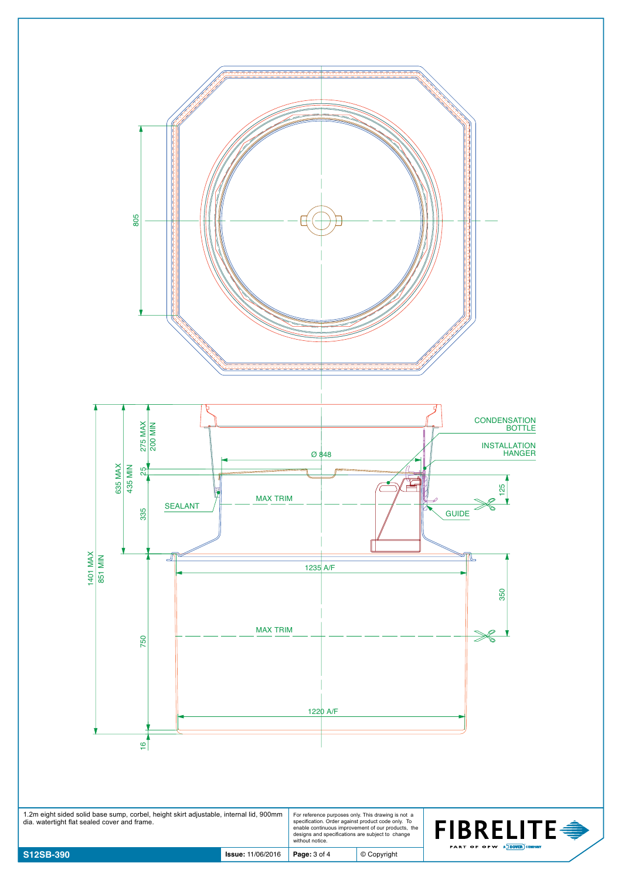805

CONDENSATION BOTTLE

INSTALLATION HANGER

275 MAX
200 MIN

Ø 848

635 MAX
435 MIN

25

125

SEALANT

MAX TRIM

335

GUIDE

1401 MAX
851 MIN

1235 A/F

350

750

MAX TRIM

1220 A/F

16

1.2m eight sided solid base sump, corbel, height skirt adjustable, internal lid, 900mm dia. watertight flat sealed cover and frame.

For reference purposes only. This drawing is not a specification. Order against product code only. To enable continuous improvement of our products, the designs and specifications are subject to change without notice.

FIBRELITE — PART OF OPW A DOVER COMPANY

| S12SB-390 | **Issue:** 11/06/2016 | **Page:** 3 of 4 | © Copyright |
|---|---|---|---|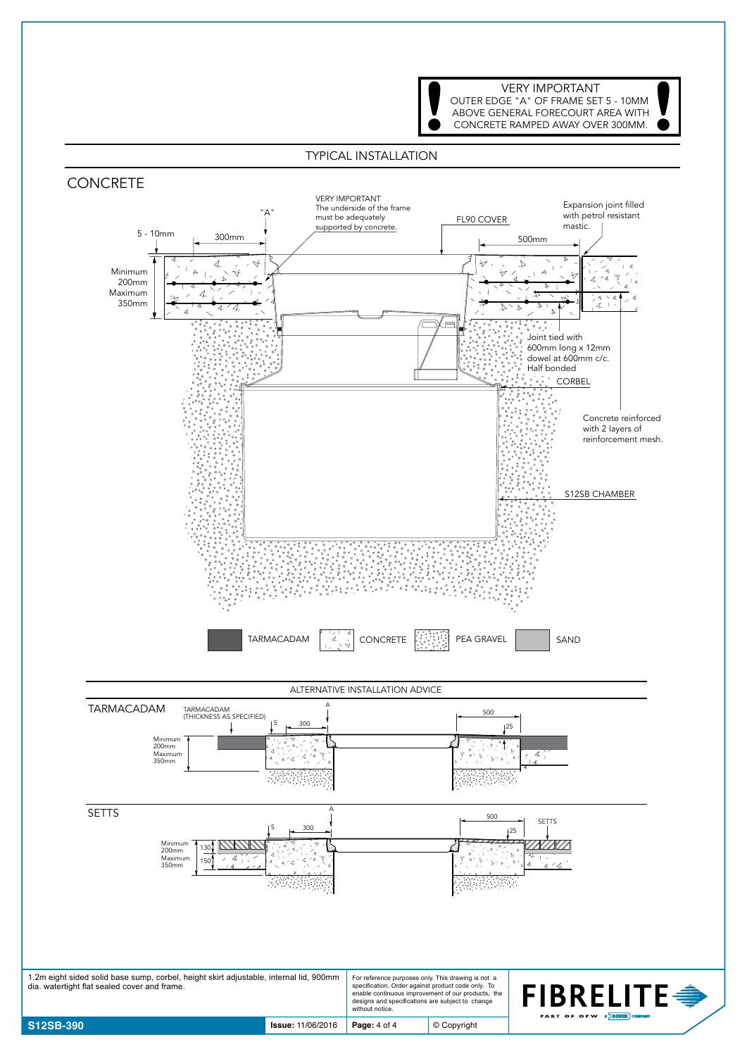VERY IMPORTANT
OUTER EDGE "A" OF FRAME SET 5 - 10MM ABOVE GENERAL FORECOURT AREA WITH CONCRETE RAMPED AWAY OVER 300MM.

## TYPICAL INSTALLATION

### CONCRETE

VERY IMPORTANT
The underside of the frame must be adequately supported by concrete.

"A"

5 - 10mm

300mm

FL90 COVER

500mm

Expansion joint filled with petrol resistant mastic.

Minimum 200mm Maximum 350mm

Joint tied with 600mm long x 12mm dowel at 600mm c/c. Half bonded

CORBEL

Concrete reinforced with 2 layers of reinforcement mesh.

S12SB CHAMBER

TARMACADAM | CONCRETE | PEA GRAVEL | SAND

## ALTERNATIVE INSTALLATION ADVICE

### TARMACADAM

TARMACADAM (THICKNESS AS SPECIFIED)

A

5

300

500

25

Minimum 200mm Maximum 350mm

### SETTS

A

5

300

500

SETTS

25

Minimum 200mm Maximum 350mm

130

150

1.2m eight sided solid base sump, corbel, height skirt adjustable, internal lid, 900mm dia. watertight flat sealed cover and frame.

For reference purposes only. This drawing is not a specification. Order against product code only. To enable continuous improvement of our products, the designs and specifications are subject to change without notice.

FIBRELITE — PART OF OPW A DOVER COMPANY

S12SB-390 | **Issue:** 11/06/2016 | © Copyright